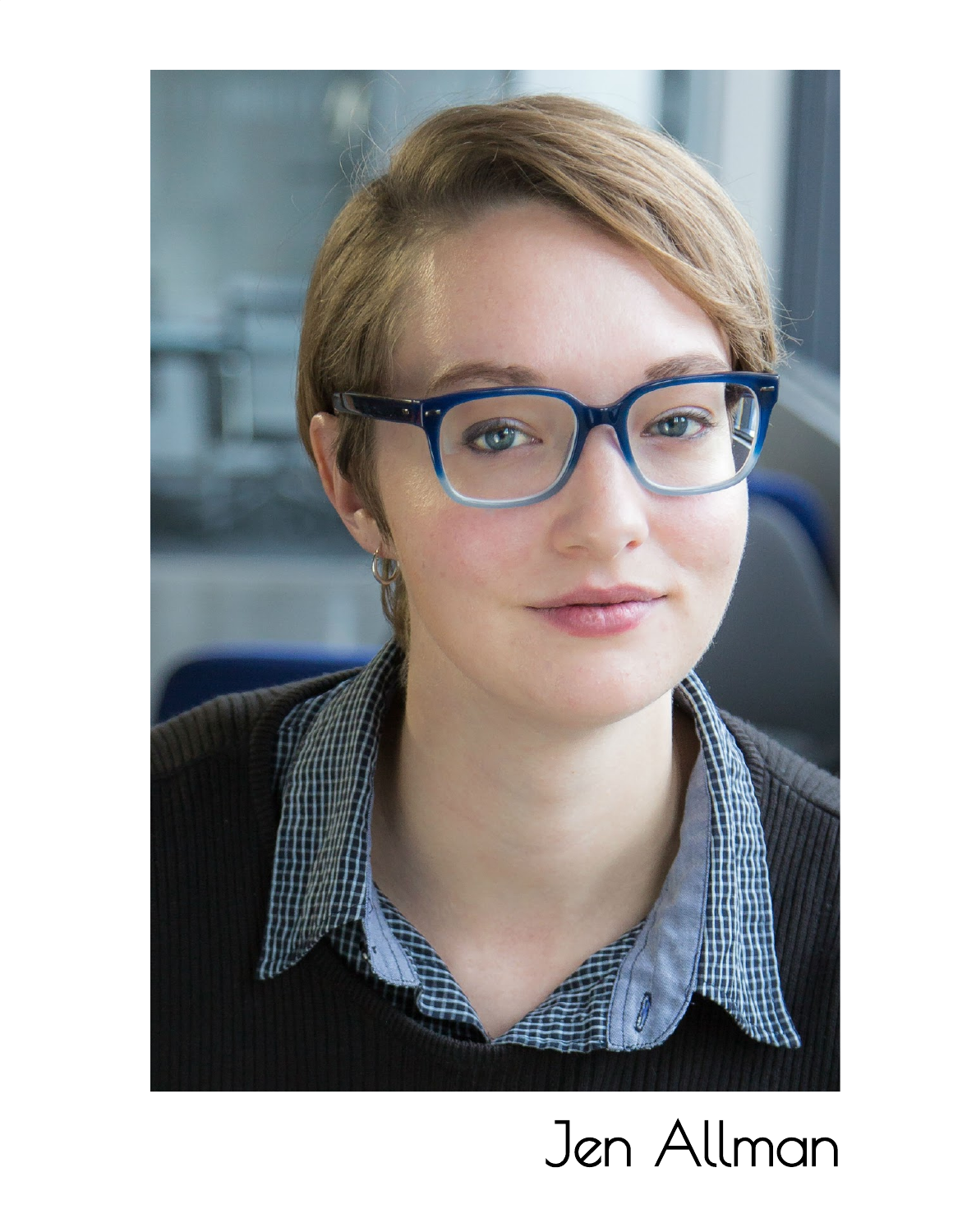Jen Allman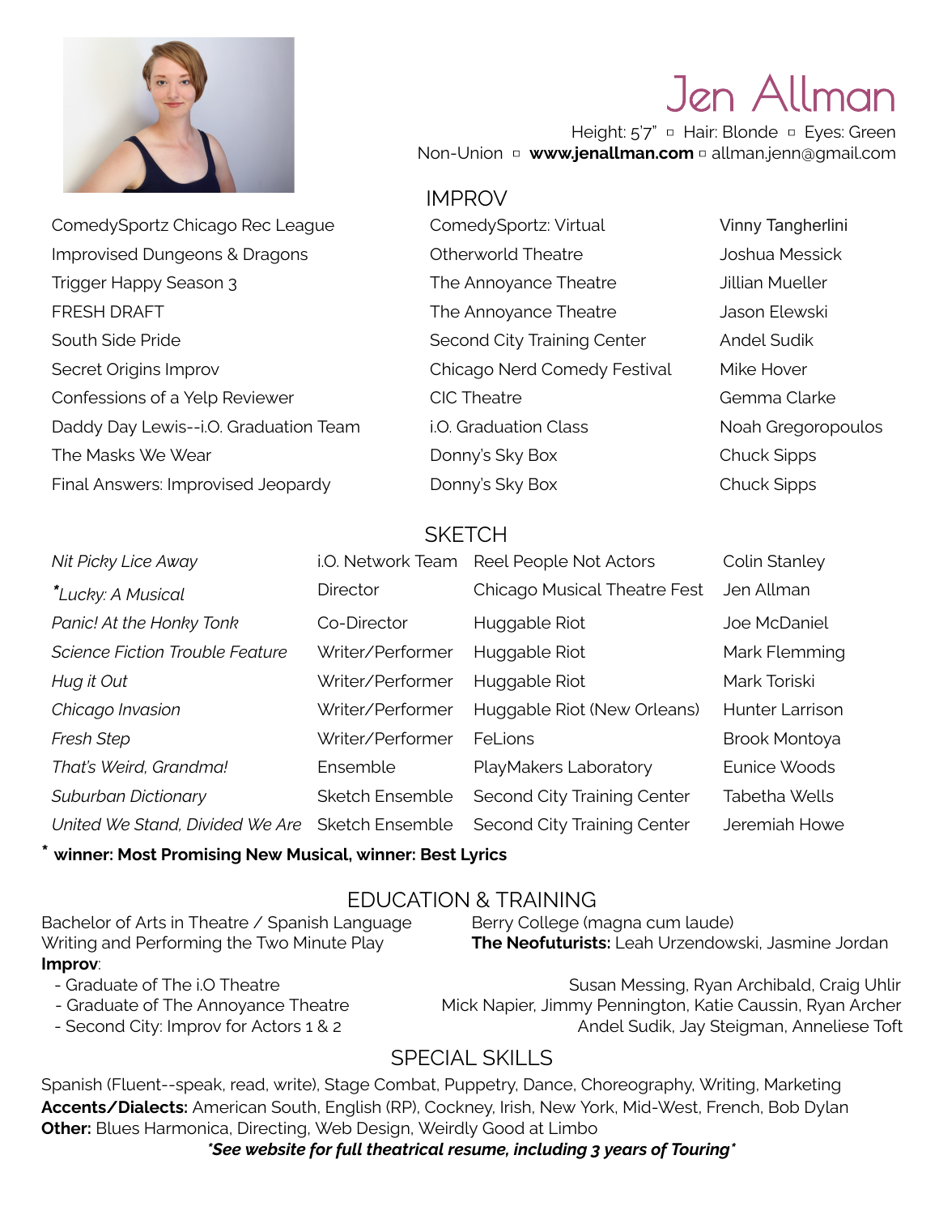# Jen Allman

Height: 5'7" ▫ Hair: Blonde ▫ Eyes: Green
Non-Union ▫ **www.jenallman.com** ▫ allman.jenn@gmail.com

## IMPROV

| | | |
|---|---|---|
| ComedySportz Chicago Rec League | ComedySportz: Virtual | Vinny Tangherlini |
| Improvised Dungeons & Dragons | Otherworld Theatre | Joshua Messick |
| Trigger Happy Season 3 | The Annoyance Theatre | Jillian Mueller |
| FRESH DRAFT | The Annoyance Theatre | Jason Elewski |
| South Side Pride | Second City Training Center | Andel Sudik |
| Secret Origins Improv | Chicago Nerd Comedy Festival | Mike Hover |
| Confessions of a Yelp Reviewer | CIC Theatre | Gemma Clarke |
| Daddy Day Lewis--i.O. Graduation Team | i.O. Graduation Class | Noah Gregoropoulos |
| The Masks We Wear | Donny's Sky Box | Chuck Sipps |
| Final Answers: Improvised Jeopardy | Donny's Sky Box | Chuck Sipps |

## SKETCH

| | | | |
|---|---|---|---|
| *Nit Picky Lice Away* | i.O. Network Team | Reel People Not Actors | Colin Stanley |
| *\*Lucky: A Musical* | Director | Chicago Musical Theatre Fest | Jen Allman |
| *Panic! At the Honky Tonk* | Co-Director | Huggable Riot | Joe McDaniel |
| *Science Fiction Trouble Feature* | Writer/Performer | Huggable Riot | Mark Flemming |
| *Hug it Out* | Writer/Performer | Huggable Riot | Mark Toriski |
| *Chicago Invasion* | Writer/Performer | Huggable Riot (New Orleans) | Hunter Larrison |
| *Fresh Step* | Writer/Performer | FeLions | Brook Montoya |
| *That's Weird, Grandma!* | Ensemble | PlayMakers Laboratory | Eunice Woods |
| *Suburban Dictionary* | Sketch Ensemble | Second City Training Center | Tabetha Wells |
| *United We Stand, Divided We Are* | Sketch Ensemble | Second City Training Center | Jeremiah Howe |

**\* winner: Most Promising New Musical, winner: Best Lyrics**

## EDUCATION & TRAINING

Bachelor of Arts in Theatre / Spanish Language — Berry College (magna cum laude)

Writing and Performing the Two Minute Play — **The Neofuturists:** Leah Urzendowski, Jasmine Jordan

**Improv**:

- Graduate of The i.O Theatre — Susan Messing, Ryan Archibald, Craig Uhlir
- Graduate of The Annoyance Theatre — Mick Napier, Jimmy Pennington, Katie Caussin, Ryan Archer
- Second City: Improv for Actors 1 & 2 — Andel Sudik, Jay Steigman, Anneliese Toft

## SPECIAL SKILLS

Spanish (Fluent--speak, read, write), Stage Combat, Puppetry, Dance, Choreography, Writing, Marketing

**Accents/Dialects:** American South, English (RP), Cockney, Irish, New York, Mid-West, French, Bob Dylan

**Other:** Blues Harmonica, Directing, Web Design, Weirdly Good at Limbo

***See website for full theatrical resume, including 3 years of Touring***